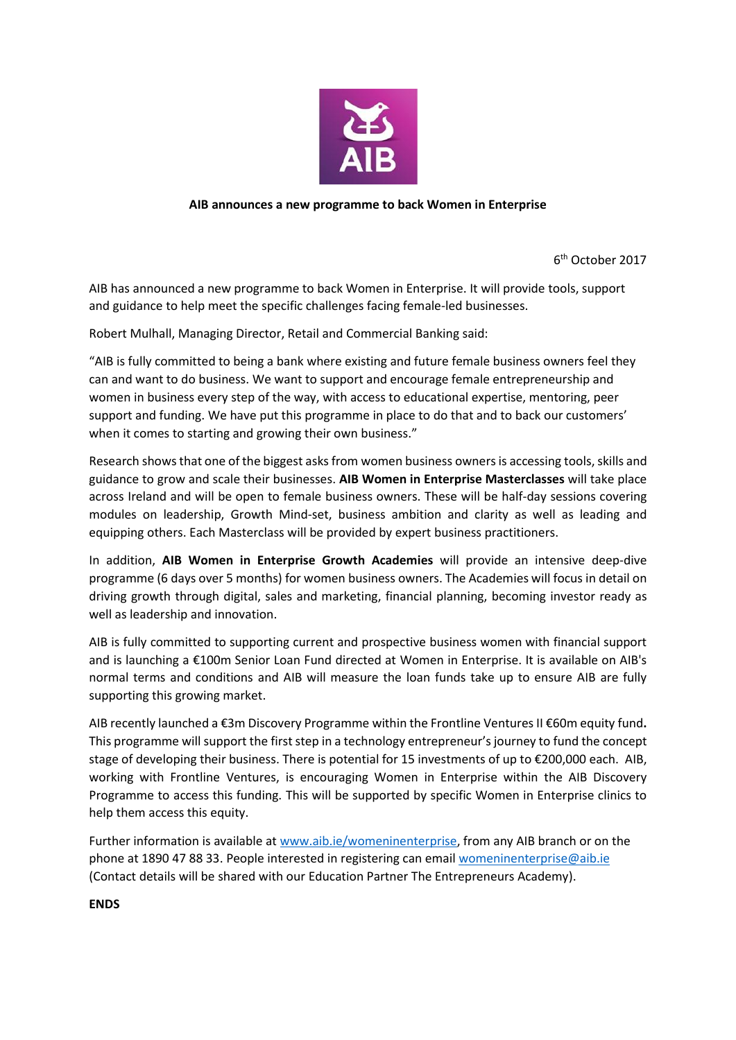AIB

**AIB announces a new programme to back Women in Enterprise**

6th October 2017

AIB has announced a new programme to back Women in Enterprise. It will provide tools, support and guidance to help meet the specific challenges facing female-led businesses.

Robert Mulhall, Managing Director, Retail and Commercial Banking said:

"AIB is fully committed to being a bank where existing and future female business owners feel they can and want to do business. We want to support and encourage female entrepreneurship and women in business every step of the way, with access to educational expertise, mentoring, peer support and funding. We have put this programme in place to do that and to back our customers' when it comes to starting and growing their own business."

Research shows that one of the biggest asks from women business owners is accessing tools, skills and guidance to grow and scale their businesses. **AIB Women in Enterprise Masterclasses** will take place across Ireland and will be open to female business owners. These will be half-day sessions covering modules on leadership, Growth Mind-set, business ambition and clarity as well as leading and equipping others. Each Masterclass will be provided by expert business practitioners.

In addition, **AIB Women in Enterprise Growth Academies** will provide an intensive deep-dive programme (6 days over 5 months) for women business owners. The Academies will focus in detail on driving growth through digital, sales and marketing, financial planning, becoming investor ready as well as leadership and innovation.

AIB is fully committed to supporting current and prospective business women with financial support and is launching a €100m Senior Loan Fund directed at Women in Enterprise. It is available on AIB's normal terms and conditions and AIB will measure the loan funds take up to ensure AIB are fully supporting this growing market.

AIB recently launched a €3m Discovery Programme within the Frontline Ventures II €60m equity fund**.** This programme will support the first step in a technology entrepreneur's journey to fund the concept stage of developing their business. There is potential for 15 investments of up to €200,000 each. AIB, working with Frontline Ventures, is encouraging Women in Enterprise within the AIB Discovery Programme to access this funding. This will be supported by specific Women in Enterprise clinics to help them access this equity.

Further information is available at [www.aib.ie/womeninenterprise](http://www.aib.ie/womeninenterprise), from any AIB branch or on the phone at 1890 47 88 33. People interested in registering can email [womeninenterprise@aib.ie](mailto:womeninenterprise@aib.ie) (Contact details will be shared with our Education Partner The Entrepreneurs Academy).

**ENDS**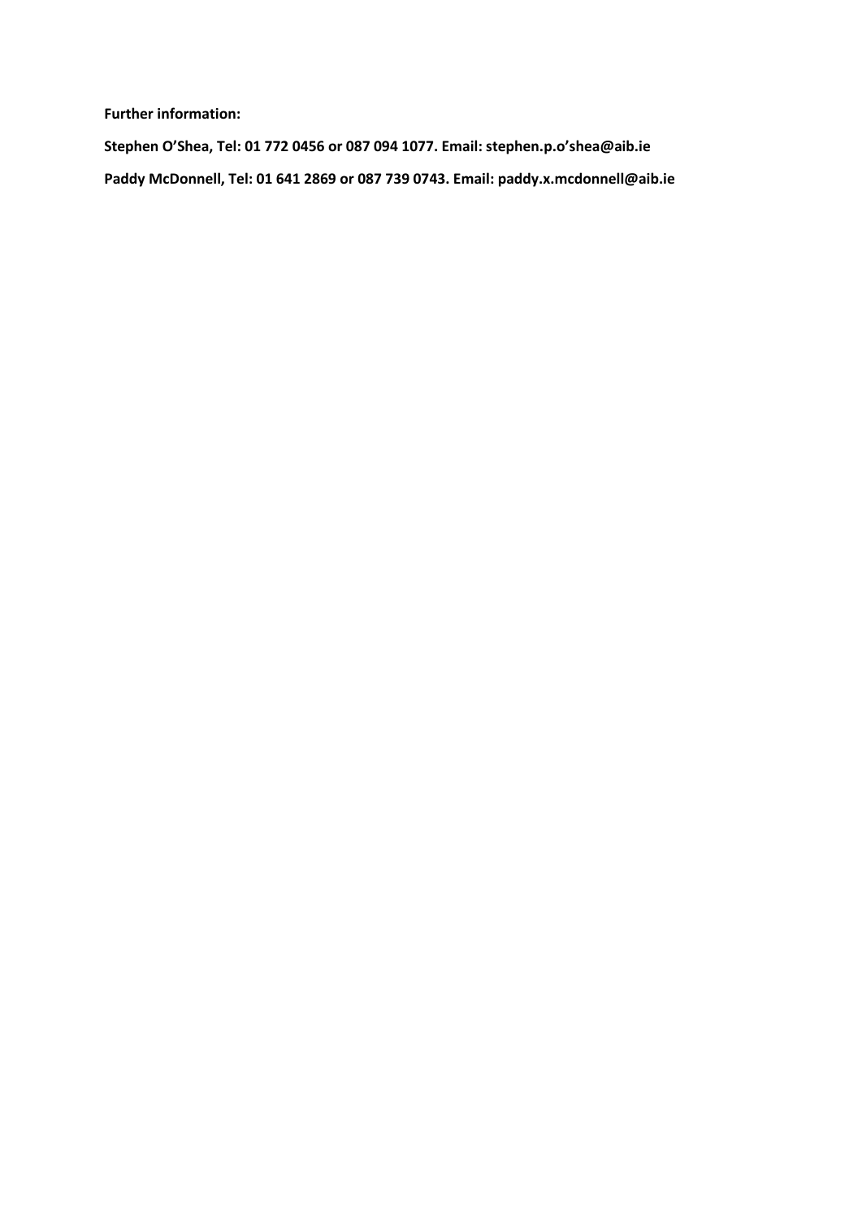**Further information:**

**Stephen O'Shea, Tel: 01 772 0456 or 087 094 1077. Email: stephen.p.o'shea@aib.ie**

**Paddy McDonnell, Tel: 01 641 2869 or 087 739 0743. Email: paddy.x.mcdonnell@aib.ie**